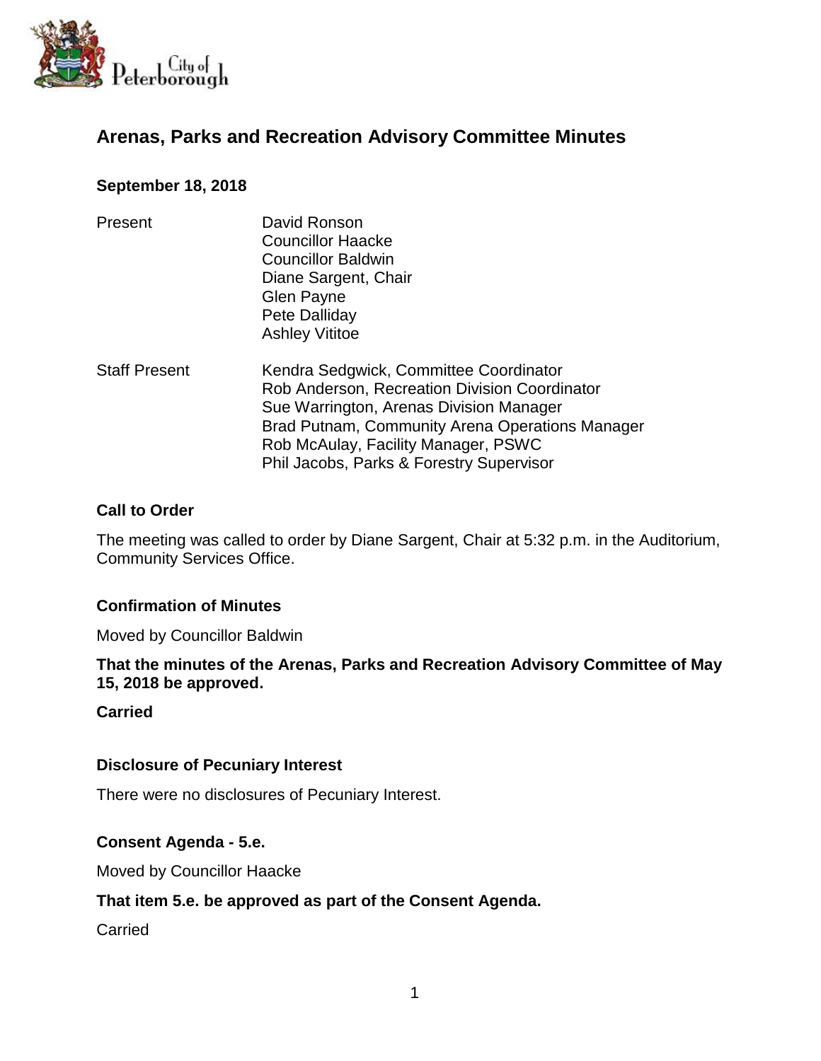City of Peterborough

# Arenas, Parks and Recreation Advisory Committee Minutes

**September 18, 2018**

| | |
|---|---|
| Present | David Ronson<br>Councillor Haacke<br>Councillor Baldwin<br>Diane Sargent, Chair<br>Glen Payne<br>Pete Dalliday<br>Ashley Vititoe |
| Staff Present | Kendra Sedgwick, Committee Coordinator<br>Rob Anderson, Recreation Division Coordinator<br>Sue Warrington, Arenas Division Manager<br>Brad Putnam, Community Arena Operations Manager<br>Rob McAulay, Facility Manager, PSWC<br>Phil Jacobs, Parks & Forestry Supervisor |

## Call to Order

The meeting was called to order by Diane Sargent, Chair at 5:32 p.m. in the Auditorium, Community Services Office.

## Confirmation of Minutes

Moved by Councillor Baldwin

**That the minutes of the Arenas, Parks and Recreation Advisory Committee of May 15, 2018 be approved.**

**Carried**

## Disclosure of Pecuniary Interest

There were no disclosures of Pecuniary Interest.

## Consent Agenda - 5.e.

Moved by Councillor Haacke

**That item 5.e. be approved as part of the Consent Agenda.**

Carried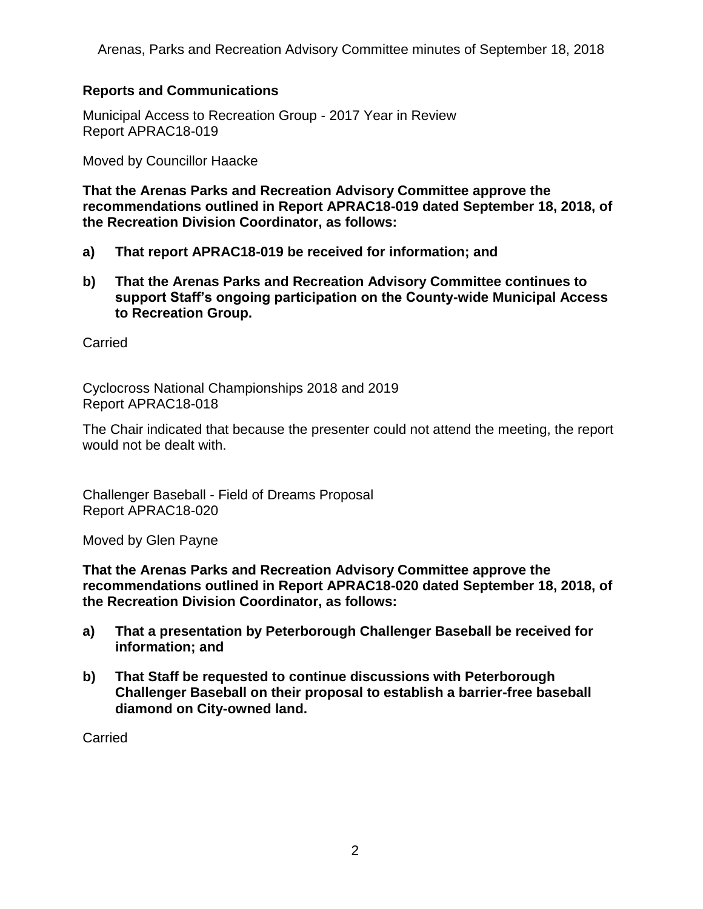## Reports and Communications

Municipal Access to Recreation Group - 2017 Year in Review
Report APRAC18-019

Moved by Councillor Haacke

**That the Arenas Parks and Recreation Advisory Committee approve the recommendations outlined in Report APRAC18-019 dated September 18, 2018, of the Recreation Division Coordinator, as follows:**

**a) That report APRAC18-019 be received for information; and**

**b) That the Arenas Parks and Recreation Advisory Committee continues to support Staff's ongoing participation on the County-wide Municipal Access to Recreation Group.**

Carried

Cyclocross National Championships 2018 and 2019
Report APRAC18-018

The Chair indicated that because the presenter could not attend the meeting, the report would not be dealt with.

Challenger Baseball - Field of Dreams Proposal
Report APRAC18-020

Moved by Glen Payne

**That the Arenas Parks and Recreation Advisory Committee approve the recommendations outlined in Report APRAC18-020 dated September 18, 2018, of the Recreation Division Coordinator, as follows:**

**a) That a presentation by Peterborough Challenger Baseball be received for information; and**

**b) That Staff be requested to continue discussions with Peterborough Challenger Baseball on their proposal to establish a barrier-free baseball diamond on City-owned land.**

Carried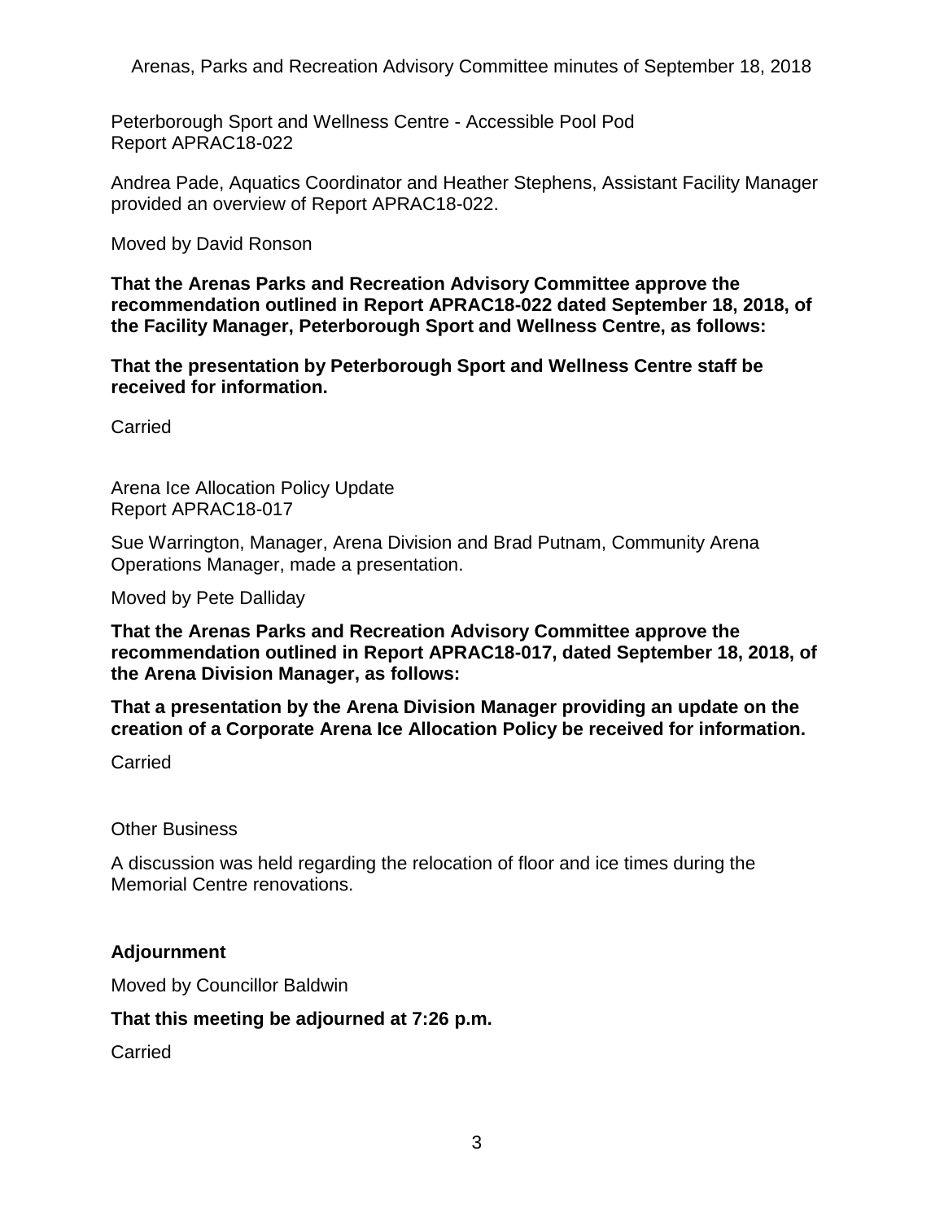Peterborough Sport and Wellness Centre - Accessible Pool Pod
Report APRAC18-022

Andrea Pade, Aquatics Coordinator and Heather Stephens, Assistant Facility Manager provided an overview of Report APRAC18-022.

Moved by David Ronson

**That the Arenas Parks and Recreation Advisory Committee approve the recommendation outlined in Report APRAC18-022 dated September 18, 2018, of the Facility Manager, Peterborough Sport and Wellness Centre, as follows:**

**That the presentation by Peterborough Sport and Wellness Centre staff be received for information.**

Carried

Arena Ice Allocation Policy Update
Report APRAC18-017

Sue Warrington, Manager, Arena Division and Brad Putnam, Community Arena Operations Manager, made a presentation.

Moved by Pete Dalliday

**That the Arenas Parks and Recreation Advisory Committee approve the recommendation outlined in Report APRAC18-017, dated September 18, 2018, of the Arena Division Manager, as follows:**

**That a presentation by the Arena Division Manager providing an update on the creation of a Corporate Arena Ice Allocation Policy be received for information.**

Carried

Other Business

A discussion was held regarding the relocation of floor and ice times during the Memorial Centre renovations.

## Adjournment

Moved by Councillor Baldwin

**That this meeting be adjourned at 7:26 p.m.**

Carried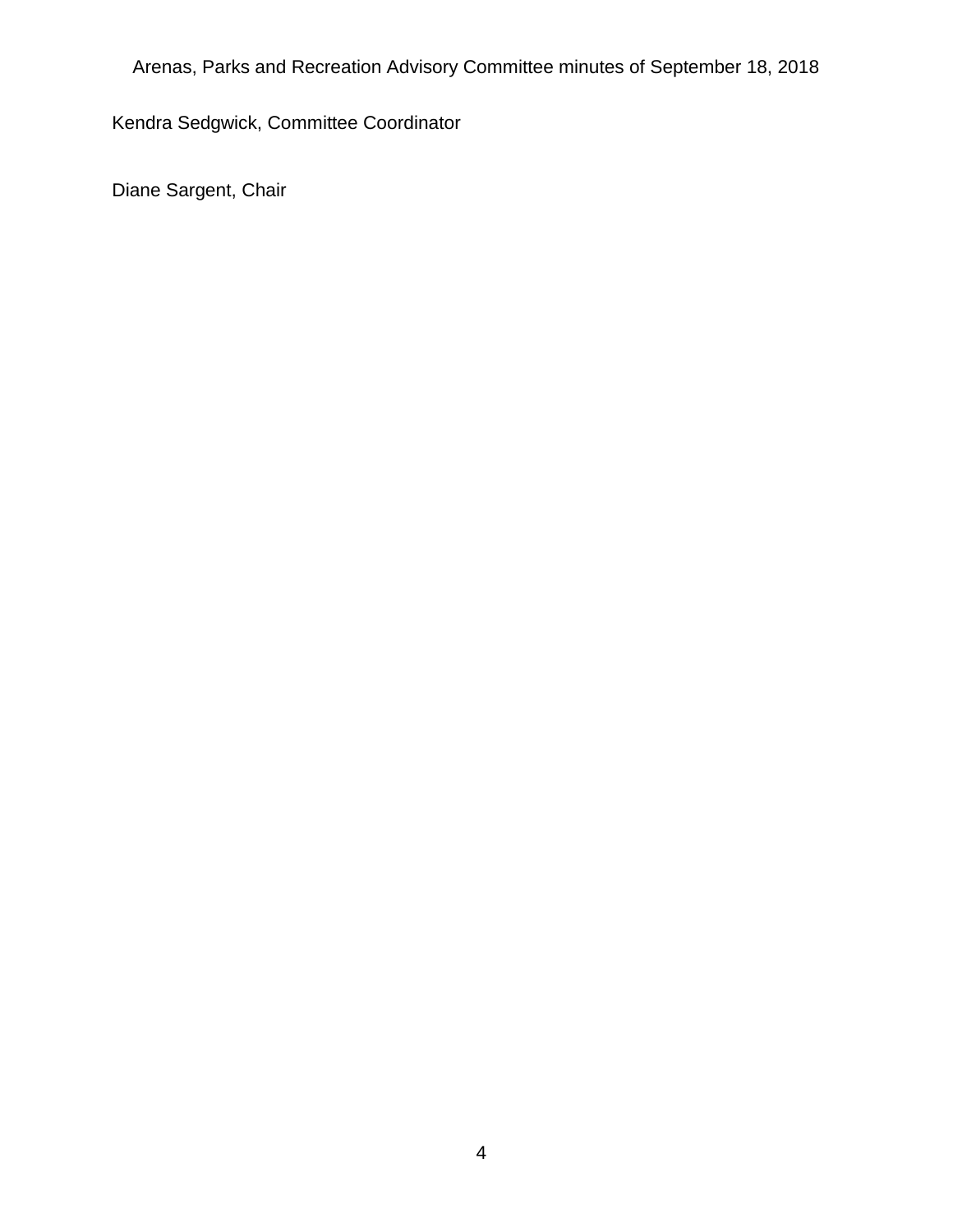Kendra Sedgwick, Committee Coordinator

Diane Sargent, Chair